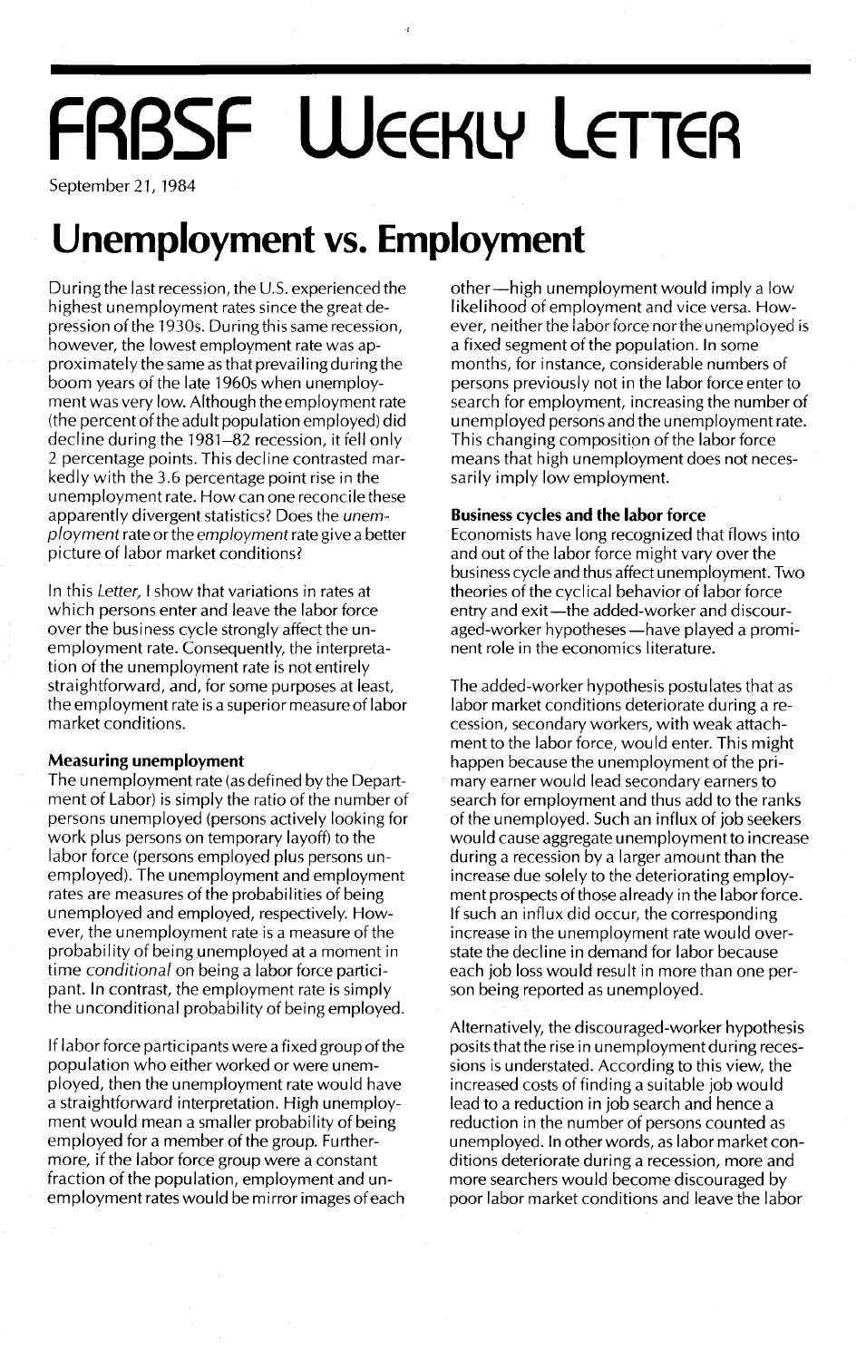# FRBSF Weekly Letter

September 21, 1984

# Unemployment vs. Employment

During the last recession, the U.S. experienced the highest unemployment rates since the great depression of the 1930s. During this same recession, however, the lowest employment rate was approximately the same as that prevailing during the boom years of the late 1960s when unemployment was very low. Although the employment rate (the percent of the adult population employed) did decline during the 1981–82 recession, it fell only 2 percentage points. This decline contrasted markedly with the 3.6 percentage point rise in the unemployment rate. How can one reconcile these apparently divergent statistics? Does the *unemployment* rate or the *employment* rate give a better picture of labor market conditions?

In this *Letter,* I show that variations in rates at which persons enter and leave the labor force over the business cycle strongly affect the unemployment rate. Consequently, the interpretation of the unemployment rate is not entirely straightforward, and, for some purposes at least, the employment rate is a superior measure of labor market conditions.

### Measuring unemployment

The unemployment rate (as defined by the Department of Labor) is simply the ratio of the number of persons unemployed (persons actively looking for work plus persons on temporary layoff) to the labor force (persons employed plus persons unemployed). The unemployment and employment rates are measures of the probabilities of being unemployed and employed, respectively. However, the unemployment rate is a measure of the probability of being unemployed at a moment in time *conditional* on being a labor force participant. In contrast, the employment rate is simply the unconditional probability of being employed.

If labor force participants were a fixed group of the population who either worked or were unemployed, then the unemployment rate would have a straightforward interpretation. High unemployment would mean a smaller probability of being employed for a member of the group. Furthermore, if the labor force group were a constant fraction of the population, employment and unemployment rates would be mirror images of each other—high unemployment would imply a low likelihood of employment and vice versa. However, neither the labor force nor the unemployed is a fixed segment of the population. In some months, for instance, considerable numbers of persons previously not in the labor force enter to search for employment, increasing the number of unemployed persons and the unemployment rate. This changing composition of the labor force means that high unemployment does not necessarily imply low employment.

### Business cycles and the labor force

Economists have long recognized that flows into and out of the labor force might vary over the business cycle and thus affect unemployment. Two theories of the cyclical behavior of labor force entry and exit—the added-worker and discouraged-worker hypotheses—have played a prominent role in the economics literature.

The added-worker hypothesis postulates that as labor market conditions deteriorate during a recession, secondary workers, with weak attachment to the labor force, would enter. This might happen because the unemployment of the primary earner would lead secondary earners to search for employment and thus add to the ranks of the unemployed. Such an influx of job seekers would cause aggregate unemployment to increase during a recession by a larger amount than the increase due solely to the deteriorating employment prospects of those already in the labor force. If such an influx did occur, the corresponding increase in the unemployment rate would overstate the decline in demand for labor because each job loss would result in more than one person being reported as unemployed.

Alternatively, the discouraged-worker hypothesis posits that the rise in unemployment during recessions is understated. According to this view, the increased costs of finding a suitable job would lead to a reduction in job search and hence a reduction in the number of persons counted as unemployed. In other words, as labor market conditions deteriorate during a recession, more and more searchers would become discouraged by poor labor market conditions and leave the labor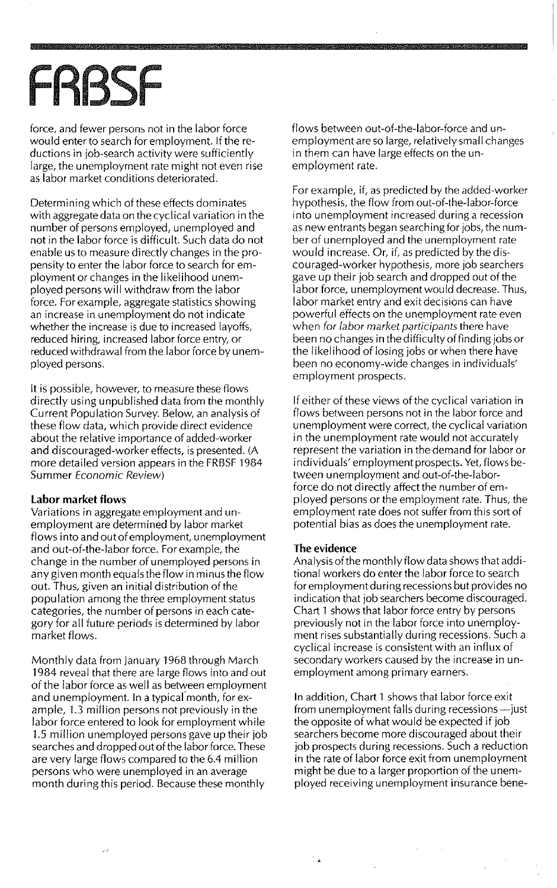force, and fewer persons not in the labor force would enter to search for employment. If the reductions in job-search activity were sufficiently large, the unemployment rate might not even rise as labor market conditions deteriorated.

Determining which of these effects dominates with aggregate data on the cyclical variation in the number of persons employed, unemployed and not in the labor force is difficult. Such data do not enable us to measure directly changes in the propensity to enter the labor force to search for employment or changes in the likelihood unemployed persons will withdraw from the labor force. For example, aggregate statistics showing an increase in unemployment do not indicate whether the increase is due to increased layoffs, reduced hiring, increased labor force entry, or reduced withdrawal from the labor force by unemployed persons.

It is possible, however, to measure these flows directly using unpublished data from the monthly Current Population Survey. Below, an analysis of these flow data, which provide direct evidence about the relative importance of added-worker and discouraged-worker effects, is presented. (A more detailed version appears in the FRBSF 1984 Summer *Economic Review*)

**Labor market flows**

Variations in aggregate employment and unemployment are determined by labor market flows into and out of employment, unemployment and out-of-the-labor-force. For example, the change in the number of unemployed persons in any given month equals the flow in minus the flow out. Thus, given an initial distribution of the population among the three employment status categories, the number of persons in each category for all future periods is determined by labor market flows.

Monthly data from January 1968 through March 1984 reveal that there are large flows into and out of the labor force as well as between employment and unemployment. In a typical month, for example, 1.3 million persons not previously in the labor force entered to look for employment while 1.5 million unemployed persons gave up their job searches and dropped out of the labor force. These are very large flows compared to the 6.4 million persons who were unemployed in an average month during this period. Because these monthly flows between out-of-the-labor-force and unemployment are so large, relatively small changes in them can have large effects on the unemployment rate.

For example, if, as predicted by the added-worker hypothesis, the flow from out-of-the-labor-force into unemployment increased during a recession as new entrants began searching for jobs, the number of unemployed and the unemployment rate would increase. Or, if, as predicted by the discouraged-worker hypothesis, more job searchers gave up their job search and dropped out of the labor force, unemployment would decrease. Thus, labor market entry and exit decisions can have powerful effects on the unemployment rate even when *for labor market participants* there have been no changes in the difficulty of finding jobs or the likelihood of losing jobs or when there have been no economy-wide changes in individuals' employment prospects.

If either of these views of the cyclical variation in flows between persons not in the labor force and unemployment were correct, the cyclical variation in the unemployment rate would not accurately represent the variation in the demand for labor or individuals' employment prospects. Yet, flows between unemployment and out-of-the-labor-force do not directly affect the number of employed persons or the employment rate. Thus, the employment rate does not suffer from this sort of potential bias as does the unemployment rate.

**The evidence**

Analysis of the monthly flow data shows that additional workers do enter the labor force to search for employment during recessions but provides no indication that job searchers become discouraged. Chart 1 shows that labor force entry by persons previously not in the labor force into unemployment rises substantially during recessions. Such a cyclical increase is consistent with an influx of secondary workers caused by the increase in unemployment among primary earners.

In addition, Chart 1 shows that labor force exit from unemployment falls during recessions—just the opposite of what would be expected if job searchers become more discouraged about their job prospects during recessions. Such a reduction in the rate of labor force exit from unemployment might be due to a larger proportion of the unemployed receiving unemployment insurance bene-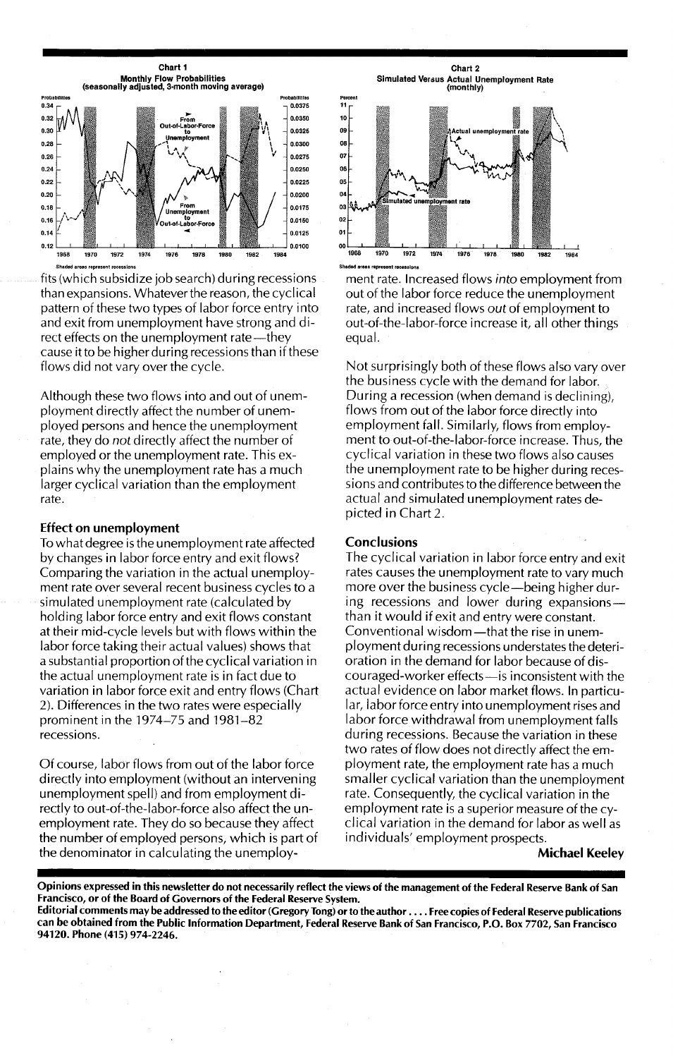**Chart 1**
**Monthly Flow Probabilities**
**(seasonally adjusted, 3-month moving average)**

Shaded areas represent recessions

**Chart 2**
**Simulated Versus Actual Unemployment Rate**
**(monthly)**

Shaded areas represent recessions

fits (which subsidize job search) during recessions than expansions. Whatever the reason, the cyclical pattern of these two types of labor force entry into and exit from unemployment have strong and direct effects on the unemployment rate—they cause it to be higher during recessions than if these flows did not vary over the cycle.

Although these two flows into and out of unemployment directly affect the number of unemployed persons and hence the unemployment rate, they do *not* directly affect the number of employed or the unemployment rate. This explains why the unemployment rate has a much larger cyclical variation than the employment rate.

### Effect on unemployment

To what degree is the unemployment rate affected by changes in labor force entry and exit flows? Comparing the variation in the actual unemployment rate over several recent business cycles to a simulated unemployment rate (calculated by holding labor force entry and exit flows constant at their mid-cycle levels but with flows within the labor force taking their actual values) shows that a substantial proportion of the cyclical variation in the actual unemployment rate is in fact due to variation in labor force exit and entry flows (Chart 2). Differences in the two rates were especially prominent in the 1974–75 and 1981–82 recessions.

Of course, labor flows from out of the labor force directly into employment (without an intervening unemployment spell) and from employment directly to out-of-the-labor-force also affect the unemployment rate. They do so because they affect the number of employed persons, which is part of the denominator in calculating the unemployment rate. Increased flows *into* employment from out of the labor force reduce the unemployment rate, and increased flows *out* of employment to out-of-the-labor-force increase it, all other things equal.

Not surprisingly both of these flows also vary over the business cycle with the demand for labor. During a recession (when demand is declining), flows from out of the labor force directly into employment fall. Similarly, flows from employment to out-of-the-labor-force increase. Thus, the cyclical variation in these two flows also causes the unemployment rate to be higher during recessions and contributes to the difference between the actual and simulated unemployment rates depicted in Chart 2.

### Conclusions

The cyclical variation in labor force entry and exit rates causes the unemployment rate to vary much more over the business cycle—being higher during recessions and lower during expansions—than it would if exit and entry were constant. Conventional wisdom—that the rise in unemployment during recessions understates the deterioration in the demand for labor because of discouraged-worker effects—is inconsistent with the actual evidence on labor market flows. In particular, labor force entry into unemployment rises and labor force withdrawal from unemployment falls during recessions. Because the variation in these two rates of flow does not directly affect the employment rate, the employment rate has a much smaller cyclical variation than the unemployment rate. Consequently, the cyclical variation in the employment rate is a superior measure of the cyclical variation in the demand for labor as well as individuals' employment prospects.

**Michael Keeley**

**Opinions expressed in this newsletter do not necessarily reflect the views of the management of the Federal Reserve Bank of San Francisco, or of the Board of Governors of the Federal Reserve System.**

**Editorial comments may be addressed to the editor (Gregory Tong) or to the author . . . . Free copies of Federal Reserve publications can be obtained from the Public Information Department, Federal Reserve Bank of San Francisco, P.O. Box 7702, San Francisco 94120. Phone (415) 974-2246.**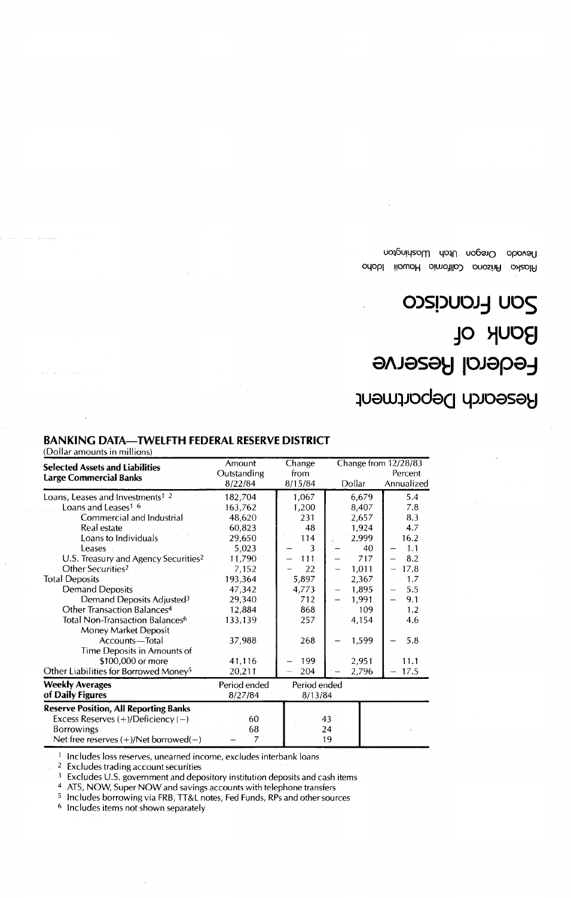Research Department

Federal Reserve

Bank of

San Francisco

Alaska Arizona California Hawaii Idaho

Nevada Oregon Utah Washington

## BANKING DATA—TWELFTH FEDERAL RESERVE DISTRICT

(Dollar amounts in millions)

| Selected Assets and Liabilities Large Commercial Banks | Amount Outstanding 8/22/84 | Change from 8/15/84 | Change from 12/28/83 Dollar | Percent Annualized |
|---|---|---|---|---|
| Loans, Leases and Investments[1] [2] | 182,704 | 1,067 | 6,679 | 5.4 |
| Loans and Leases[1] [6] | 163,762 | 1,200 | 8,407 | 7.8 |
| Commercial and Industrial | 48,620 | 231 | 2,657 | 8.3 |
| Real estate | 60,823 | 48 | 1,924 | 4.7 |
| Loans to Individuals | 29,650 | 114 | 2,999 | 16.2 |
| Leases | 5,023 | − 3 | − 40 | − 1.1 |
| U.S. Treasury and Agency Securities[2] | 11,790 | − 111 | − 717 | − 8.2 |
| Other Securities[2] | 7,152 | − 22 | − 1,011 | − 17.8 |
| Total Deposits | 193,364 | 5,897 | 2,367 | 1.7 |
| Demand Deposits | 47,342 | 4,773 | − 1,895 | − 5.5 |
| Demand Deposits Adjusted[3] | 29,340 | 712 | − 1,991 | − 9.1 |
| Other Transaction Balances[4] | 12,884 | 868 | 109 | 1.2 |
| Total Non-Transaction Balances[6] | 133,139 | 257 | 4,154 | 4.6 |
| Money Market Deposit Accounts—Total | 37,988 | 268 | − 1,599 | − 5.8 |
| Time Deposits in Amounts of $100,000 or more | 41,116 | − 199 | 2,951 | 11.1 |
| Other Liabilities for Borrowed Money[5] | 20,211 | − 204 | − 2,796 | − 17.5 |
| **Weekly Averages of Daily Figures** | Period ended 8/27/84 | Period ended 8/13/84 | | |
| **Reserve Position, All Reporting Banks** | | | | |
| Excess Reserves (+)/Deficiency (−) | 60 | 43 | | |
| Borrowings | 68 | 24 | | |
| Net free reserves (+)/Net borrowed(−) | − 7 | 19 | | |

[1] Includes loss reserves, unearned income, excludes interbank loans

[2] Excludes trading account securities

[3] Excludes U.S. government and depository institution deposits and cash items

[4] ATS, NOW, Super NOW and savings accounts with telephone transfers

[5] Includes borrowing via FRB, TT&L notes, Fed Funds, RPs and other sources

[6] Includes items not shown separately